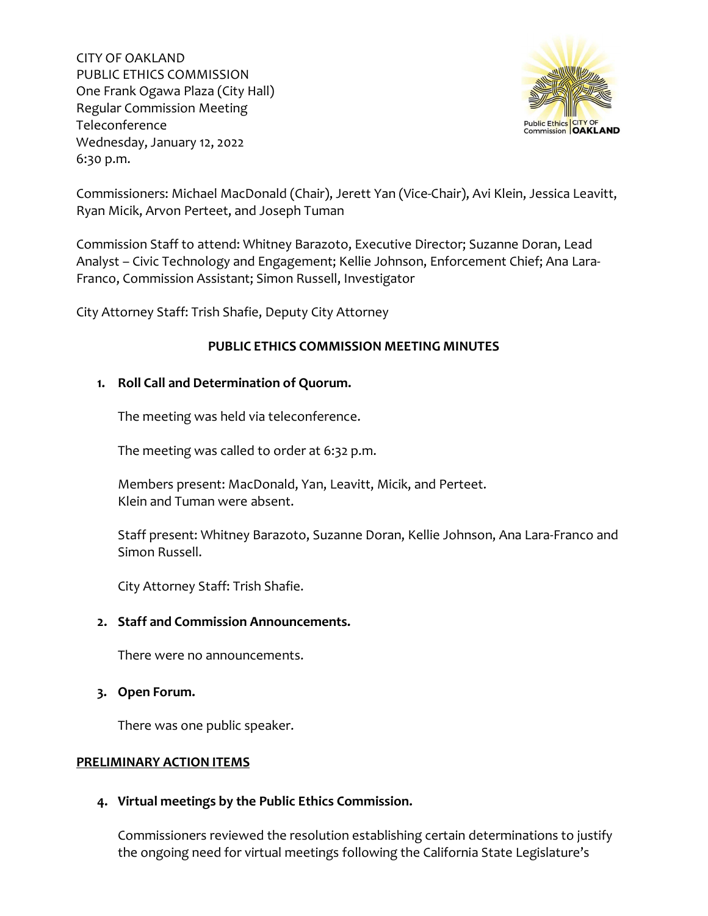CITY OF OAKLAND
PUBLIC ETHICS COMMISSION
One Frank Ogawa Plaza (City Hall)
Regular Commission Meeting
Teleconference
Wednesday, January 12, 2022
6:30 p.m.

Commissioners: Michael MacDonald (Chair), Jerett Yan (Vice-Chair), Avi Klein, Jessica Leavitt, Ryan Micik, Arvon Perteet, and Joseph Tuman

Commission Staff to attend: Whitney Barazoto, Executive Director; Suzanne Doran, Lead Analyst – Civic Technology and Engagement; Kellie Johnson, Enforcement Chief; Ana Lara-Franco, Commission Assistant; Simon Russell, Investigator

City Attorney Staff: Trish Shafie, Deputy City Attorney

## PUBLIC ETHICS COMMISSION MEETING MINUTES

1. **Roll Call and Determination of Quorum.**

   The meeting was held via teleconference.

   The meeting was called to order at 6:32 p.m.

   Members present: MacDonald, Yan, Leavitt, Micik, and Perteet.
   Klein and Tuman were absent.

   Staff present: Whitney Barazoto, Suzanne Doran, Kellie Johnson, Ana Lara-Franco and Simon Russell.

   City Attorney Staff: Trish Shafie.

2. **Staff and Commission Announcements.**

   There were no announcements.

3. **Open Forum.**

   There was one public speaker.

**PRELIMINARY ACTION ITEMS**

4. **Virtual meetings by the Public Ethics Commission.**

   Commissioners reviewed the resolution establishing certain determinations to justify the ongoing need for virtual meetings following the California State Legislature's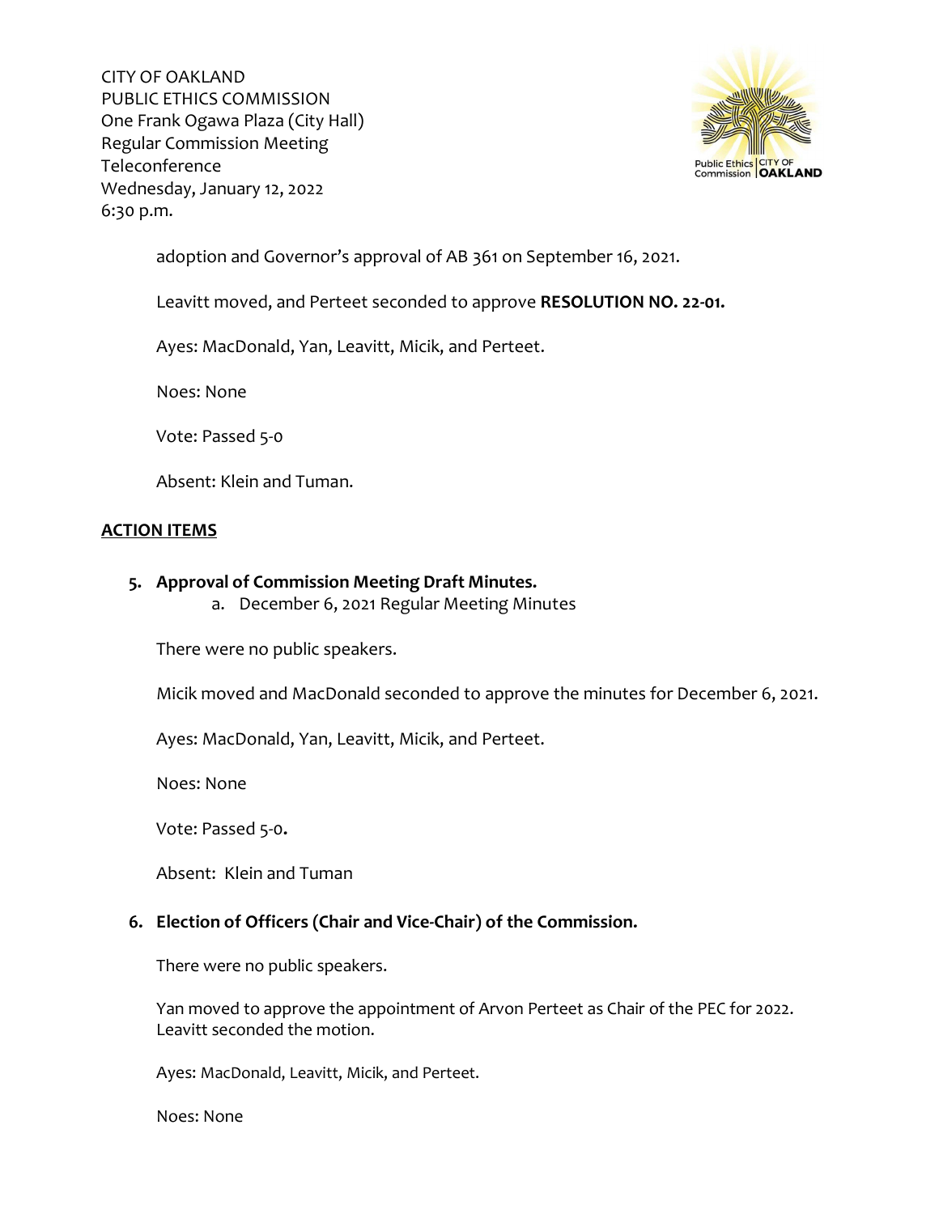adoption and Governor's approval of AB 361 on September 16, 2021.

Leavitt moved, and Perteet seconded to approve **RESOLUTION NO. 22-01.**

Ayes: MacDonald, Yan, Leavitt, Micik, and Perteet.

Noes: None

Vote: Passed 5-0

Absent: Klein and Tuman.

## ACTION ITEMS

5. **Approval of Commission Meeting Draft Minutes.**
   a. December 6, 2021 Regular Meeting Minutes

   There were no public speakers.

   Micik moved and MacDonald seconded to approve the minutes for December 6, 2021.

   Ayes: MacDonald, Yan, Leavitt, Micik, and Perteet.

   Noes: None

   Vote: Passed 5-0**.**

   Absent: Klein and Tuman

6. **Election of Officers (Chair and Vice-Chair) of the Commission.**

   There were no public speakers.

   Yan moved to approve the appointment of Arvon Perteet as Chair of the PEC for 2022. Leavitt seconded the motion.

   Ayes: MacDonald, Leavitt, Micik, and Perteet.

   Noes: None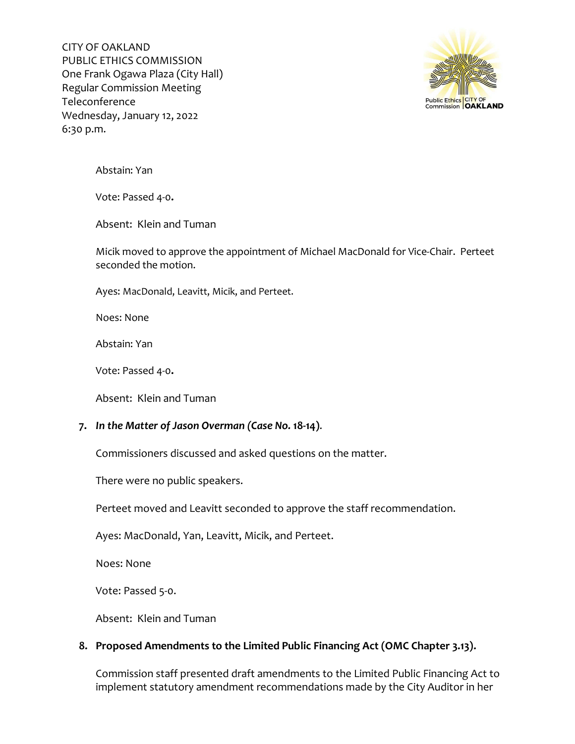Abstain: Yan

Vote: Passed 4-0**.**

Absent: Klein and Tuman

Micik moved to approve the appointment of Michael MacDonald for Vice-Chair. Perteet seconded the motion.

Ayes: MacDonald, Leavitt, Micik, and Perteet.

Noes: None

Abstain: Yan

Vote: Passed 4-0**.**

Absent: Klein and Tuman

7. ***In the Matter of Jason Overman (Case No.* 18-14)**.

   Commissioners discussed and asked questions on the matter.

   There were no public speakers.

   Perteet moved and Leavitt seconded to approve the staff recommendation.

   Ayes: MacDonald, Yan, Leavitt, Micik, and Perteet.

   Noes: None

   Vote: Passed 5-0.

   Absent: Klein and Tuman

8. **Proposed Amendments to the Limited Public Financing Act (OMC Chapter 3.13).**

   Commission staff presented draft amendments to the Limited Public Financing Act to implement statutory amendment recommendations made by the City Auditor in her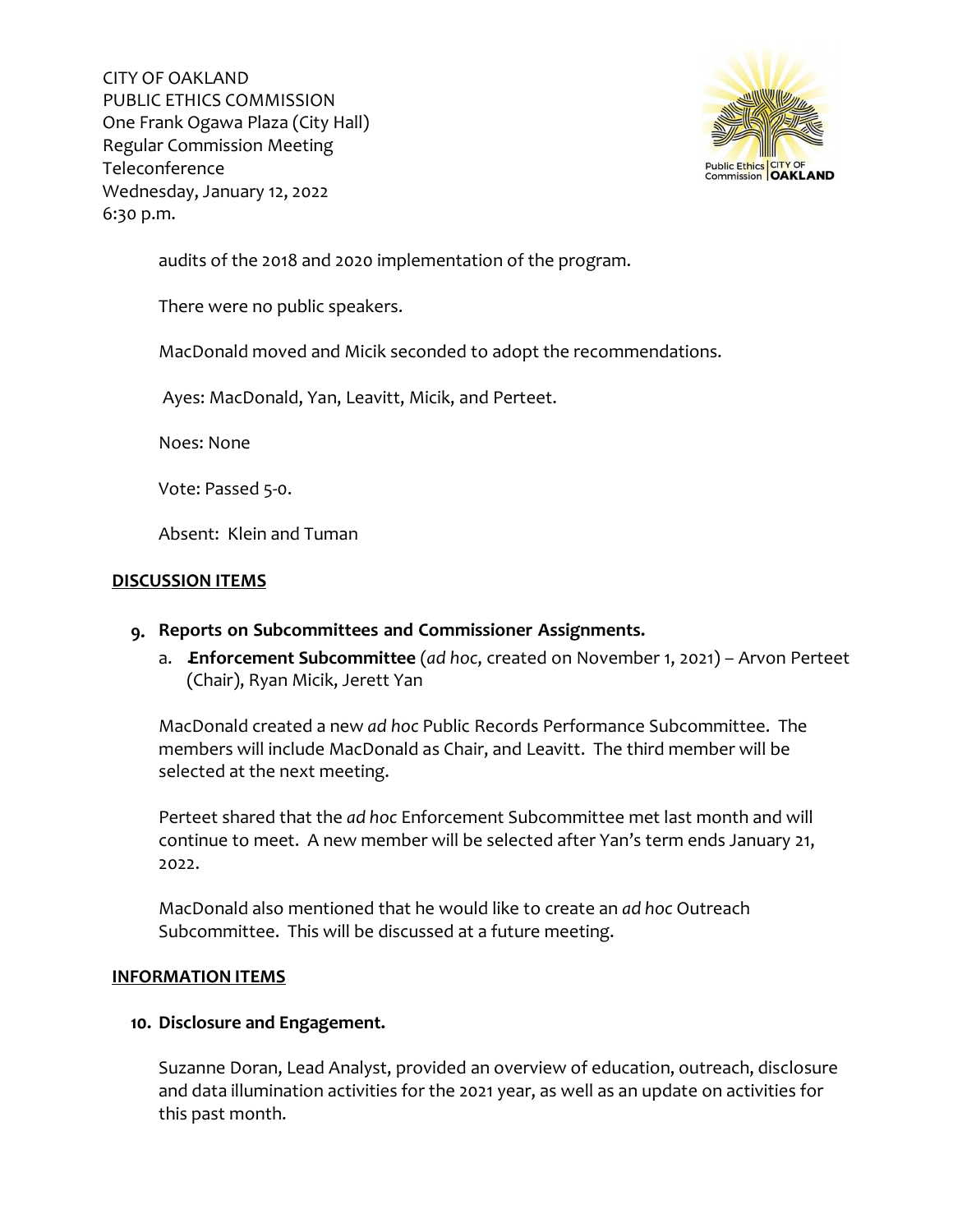audits of the 2018 and 2020 implementation of the program.

There were no public speakers.

MacDonald moved and Micik seconded to adopt the recommendations.

Ayes: MacDonald, Yan, Leavitt, Micik, and Perteet.

Noes: None

Vote: Passed 5-0.

Absent: Klein and Tuman

## DISCUSSION ITEMS

**9. Reports on Subcommittees and Commissioner Assignments.**

a. **Enforcement Subcommittee** (*ad hoc*, created on November 1, 2021) – Arvon Perteet (Chair), Ryan Micik, Jerett Yan

MacDonald created a new *ad hoc* Public Records Performance Subcommittee. The members will include MacDonald as Chair, and Leavitt. The third member will be selected at the next meeting.

Perteet shared that the *ad hoc* Enforcement Subcommittee met last month and will continue to meet. A new member will be selected after Yan's term ends January 21, 2022.

MacDonald also mentioned that he would like to create an *ad hoc* Outreach Subcommittee. This will be discussed at a future meeting.

## INFORMATION ITEMS

**10. Disclosure and Engagement.**

Suzanne Doran, Lead Analyst, provided an overview of education, outreach, disclosure and data illumination activities for the 2021 year, as well as an update on activities for this past month.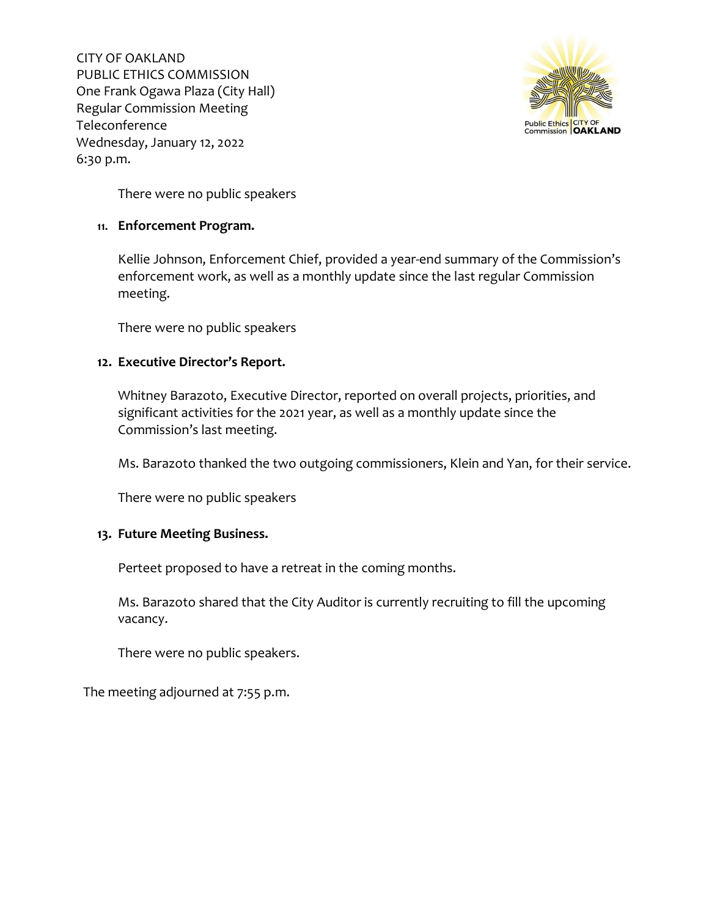There were no public speakers

**11. Enforcement Program.**

Kellie Johnson, Enforcement Chief, provided a year-end summary of the Commission's enforcement work, as well as a monthly update since the last regular Commission meeting.

There were no public speakers

**12. Executive Director's Report.**

Whitney Barazoto, Executive Director, reported on overall projects, priorities, and significant activities for the 2021 year, as well as a monthly update since the Commission's last meeting.

Ms. Barazoto thanked the two outgoing commissioners, Klein and Yan, for their service.

There were no public speakers

**13. Future Meeting Business.**

Perteet proposed to have a retreat in the coming months.

Ms. Barazoto shared that the City Auditor is currently recruiting to fill the upcoming vacancy.

There were no public speakers.

The meeting adjourned at 7:55 p.m.